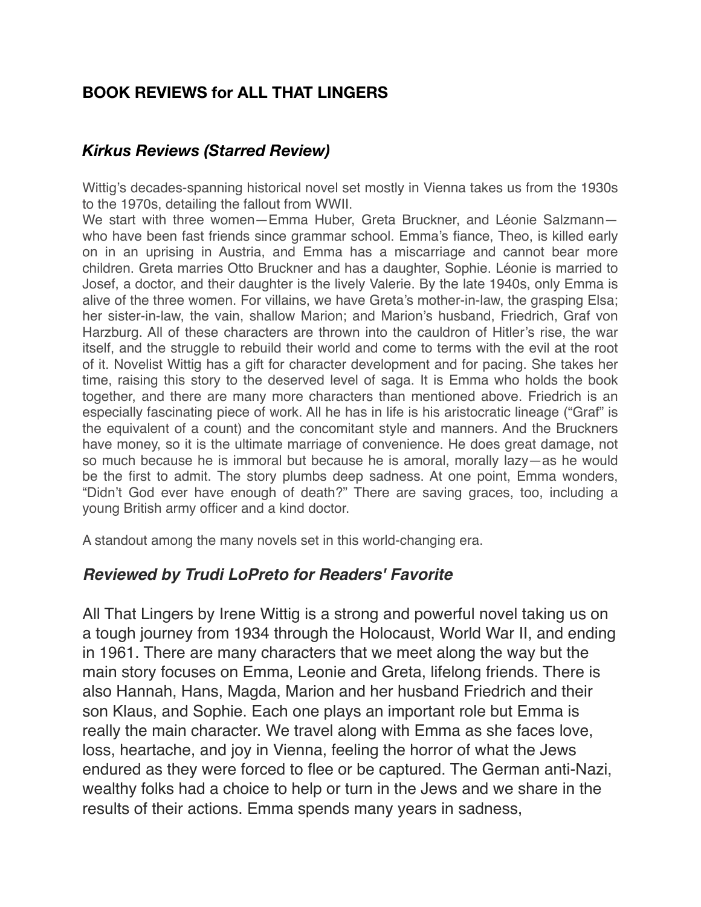## BOOK REVIEWS for ALL THAT LINGERS

### *Kirkus Reviews (Starred Review)*

Wittig's decades-spanning historical novel set mostly in Vienna takes us from the 1930s to the 1970s, detailing the fallout from WWII.

We start with three women—Emma Huber, Greta Bruckner, and Léonie Salzmann—who have been fast friends since grammar school. Emma's fiance, Theo, is killed early on in an uprising in Austria, and Emma has a miscarriage and cannot bear more children. Greta marries Otto Bruckner and has a daughter, Sophie. Léonie is married to Josef, a doctor, and their daughter is the lively Valerie. By the late 1940s, only Emma is alive of the three women. For villains, we have Greta's mother-in-law, the grasping Elsa; her sister-in-law, the vain, shallow Marion; and Marion's husband, Friedrich, Graf von Harzburg. All of these characters are thrown into the cauldron of Hitler's rise, the war itself, and the struggle to rebuild their world and come to terms with the evil at the root of it. Novelist Wittig has a gift for character development and for pacing. She takes her time, raising this story to the deserved level of saga. It is Emma who holds the book together, and there are many more characters than mentioned above. Friedrich is an especially fascinating piece of work. All he has in life is his aristocratic lineage ("Graf" is the equivalent of a count) and the concomitant style and manners. And the Bruckners have money, so it is the ultimate marriage of convenience. He does great damage, not so much because he is immoral but because he is amoral, morally lazy—as he would be the first to admit. The story plumbs deep sadness. At one point, Emma wonders, "Didn't God ever have enough of death?" There are saving graces, too, including a young British army officer and a kind doctor.

A standout among the many novels set in this world-changing era.

### *Reviewed by Trudi LoPreto for Readers' Favorite*

All That Lingers by Irene Wittig is a strong and powerful novel taking us on a tough journey from 1934 through the Holocaust, World War II, and ending in 1961. There are many characters that we meet along the way but the main story focuses on Emma, Leonie and Greta, lifelong friends. There is also Hannah, Hans, Magda, Marion and her husband Friedrich and their son Klaus, and Sophie. Each one plays an important role but Emma is really the main character. We travel along with Emma as she faces love, loss, heartache, and joy in Vienna, feeling the horror of what the Jews endured as they were forced to flee or be captured. The German anti-Nazi, wealthy folks had a choice to help or turn in the Jews and we share in the results of their actions. Emma spends many years in sadness,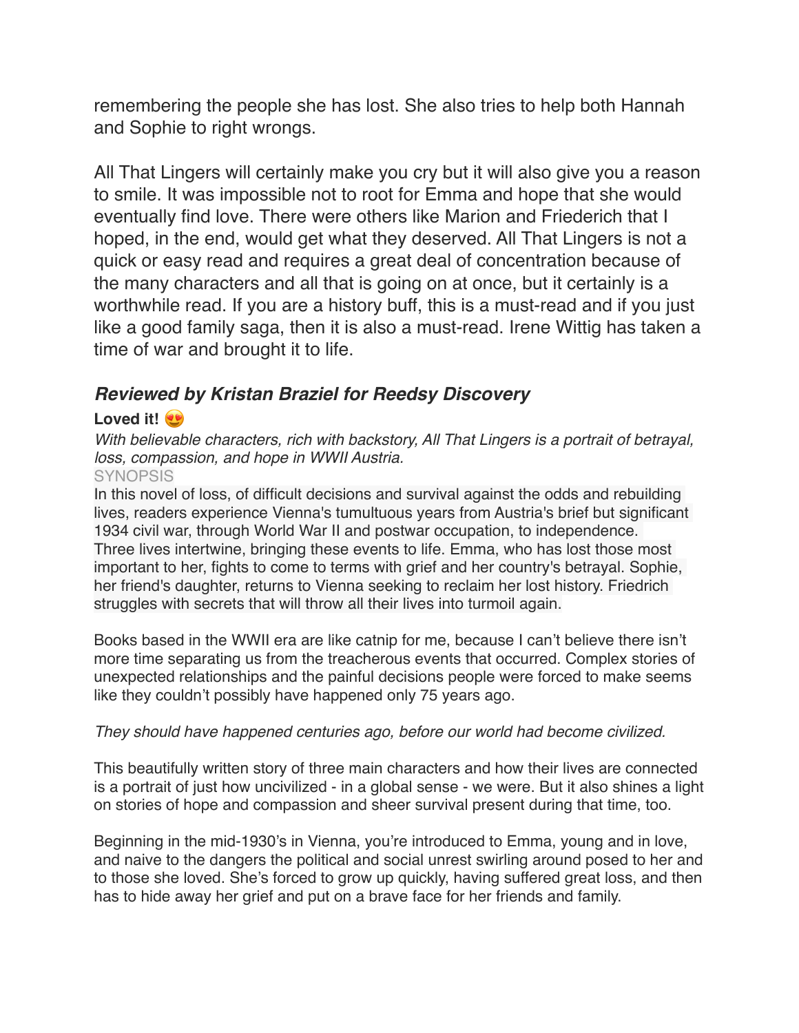remembering the people she has lost. She also tries to help both Hannah and Sophie to right wrongs.

All That Lingers will certainly make you cry but it will also give you a reason to smile. It was impossible not to root for Emma and hope that she would eventually find love. There were others like Marion and Friederich that I hoped, in the end, would get what they deserved. All That Lingers is not a quick or easy read and requires a great deal of concentration because of the many characters and all that is going on at once, but it certainly is a worthwhile read. If you are a history buff, this is a must-read and if you just like a good family saga, then it is also a must-read. Irene Wittig has taken a time of war and brought it to life.

### ***Reviewed by Kristan Braziel for Reedsy Discovery***

**Loved it!** 😍

*With believable characters, rich with backstory, All That Lingers is a portrait of betrayal, loss, compassion, and hope in WWII Austria.*

SYNOPSIS

In this novel of loss, of difficult decisions and survival against the odds and rebuilding lives, readers experience Vienna's tumultuous years from Austria's brief but significant 1934 civil war, through World War II and postwar occupation, to independence. Three lives intertwine, bringing these events to life. Emma, who has lost those most important to her, fights to come to terms with grief and her country's betrayal. Sophie, her friend's daughter, returns to Vienna seeking to reclaim her lost history. Friedrich struggles with secrets that will throw all their lives into turmoil again.

Books based in the WWII era are like catnip for me, because I can't believe there isn't more time separating us from the treacherous events that occurred. Complex stories of unexpected relationships and the painful decisions people were forced to make seems like they couldn't possibly have happened only 75 years ago.

*They should have happened centuries ago, before our world had become civilized.*

This beautifully written story of three main characters and how their lives are connected is a portrait of just how uncivilized - in a global sense - we were. But it also shines a light on stories of hope and compassion and sheer survival present during that time, too.

Beginning in the mid-1930's in Vienna, you're introduced to Emma, young and in love, and naive to the dangers the political and social unrest swirling around posed to her and to those she loved. She's forced to grow up quickly, having suffered great loss, and then has to hide away her grief and put on a brave face for her friends and family.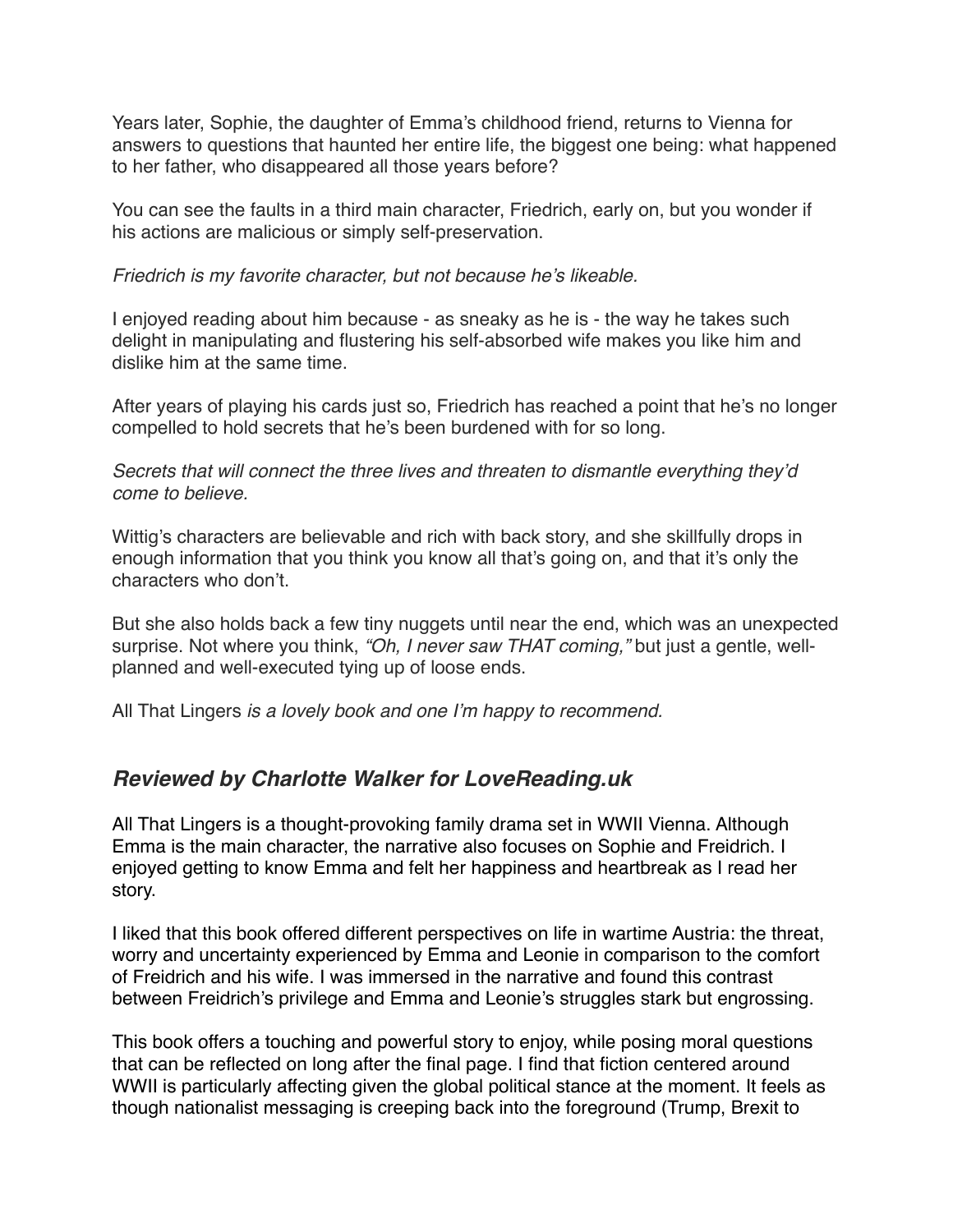Years later, Sophie, the daughter of Emma's childhood friend, returns to Vienna for answers to questions that haunted her entire life, the biggest one being: what happened to her father, who disappeared all those years before?

You can see the faults in a third main character, Friedrich, early on, but you wonder if his actions are malicious or simply self-preservation.

*Friedrich is my favorite character, but not because he's likeable.*

I enjoyed reading about him because - as sneaky as he is - the way he takes such delight in manipulating and flustering his self-absorbed wife makes you like him and dislike him at the same time.

After years of playing his cards just so, Friedrich has reached a point that he's no longer compelled to hold secrets that he's been burdened with for so long.

*Secrets that will connect the three lives and threaten to dismantle everything they'd come to believe.*

Wittig's characters are believable and rich with back story, and she skillfully drops in enough information that you think you know all that's going on, and that it's only the characters who don't.

But she also holds back a few tiny nuggets until near the end, which was an unexpected surprise. Not where you think, *"Oh, I never saw THAT coming,"* but just a gentle, well-planned and well-executed tying up of loose ends.

All That Lingers *is a lovely book and one I'm happy to recommend.*

### ***Reviewed by Charlotte Walker for LoveReading.uk***

All That Lingers is a thought-provoking family drama set in WWII Vienna. Although Emma is the main character, the narrative also focuses on Sophie and Freidrich. I enjoyed getting to know Emma and felt her happiness and heartbreak as I read her story.

I liked that this book offered different perspectives on life in wartime Austria: the threat, worry and uncertainty experienced by Emma and Leonie in comparison to the comfort of Freidrich and his wife. I was immersed in the narrative and found this contrast between Freidrich's privilege and Emma and Leonie's struggles stark but engrossing.

This book offers a touching and powerful story to enjoy, while posing moral questions that can be reflected on long after the final page. I find that fiction centered around WWII is particularly affecting given the global political stance at the moment. It feels as though nationalist messaging is creeping back into the foreground (Trump, Brexit to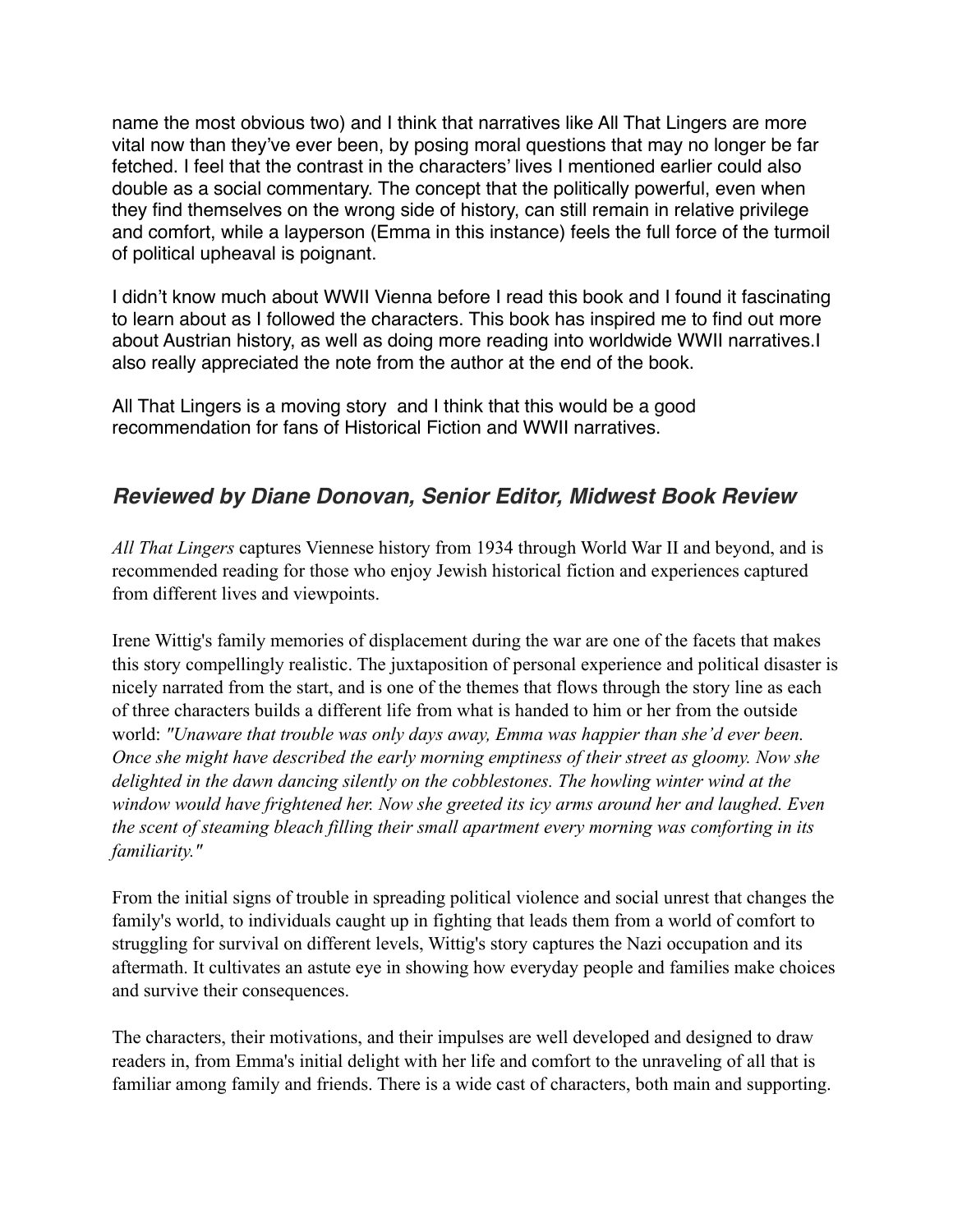name the most obvious two) and I think that narratives like All That Lingers are more vital now than they've ever been, by posing moral questions that may no longer be far fetched. I feel that the contrast in the characters' lives I mentioned earlier could also double as a social commentary. The concept that the politically powerful, even when they find themselves on the wrong side of history, can still remain in relative privilege and comfort, while a layperson (Emma in this instance) feels the full force of the turmoil of political upheaval is poignant.

I didn't know much about WWII Vienna before I read this book and I found it fascinating to learn about as I followed the characters. This book has inspired me to find out more about Austrian history, as well as doing more reading into worldwide WWII narratives.I also really appreciated the note from the author at the end of the book.

All That Lingers is a moving story  and I think that this would be a good recommendation for fans of Historical Fiction and WWII narratives.

## ***Reviewed by Diane Donovan, Senior Editor, Midwest Book Review***

*All That Lingers* captures Viennese history from 1934 through World War II and beyond, and is recommended reading for those who enjoy Jewish historical fiction and experiences captured from different lives and viewpoints.

Irene Wittig's family memories of displacement during the war are one of the facets that makes this story compellingly realistic. The juxtaposition of personal experience and political disaster is nicely narrated from the start, and is one of the themes that flows through the story line as each of three characters builds a different life from what is handed to him or her from the outside world: *"Unaware that trouble was only days away, Emma was happier than she'd ever been. Once she might have described the early morning emptiness of their street as gloomy. Now she delighted in the dawn dancing silently on the cobblestones. The howling winter wind at the window would have frightened her. Now she greeted its icy arms around her and laughed. Even the scent of steaming bleach filling their small apartment every morning was comforting in its familiarity."*

From the initial signs of trouble in spreading political violence and social unrest that changes the family's world, to individuals caught up in fighting that leads them from a world of comfort to struggling for survival on different levels, Wittig's story captures the Nazi occupation and its aftermath. It cultivates an astute eye in showing how everyday people and families make choices and survive their consequences.

The characters, their motivations, and their impulses are well developed and designed to draw readers in, from Emma's initial delight with her life and comfort to the unraveling of all that is familiar among family and friends. There is a wide cast of characters, both main and supporting.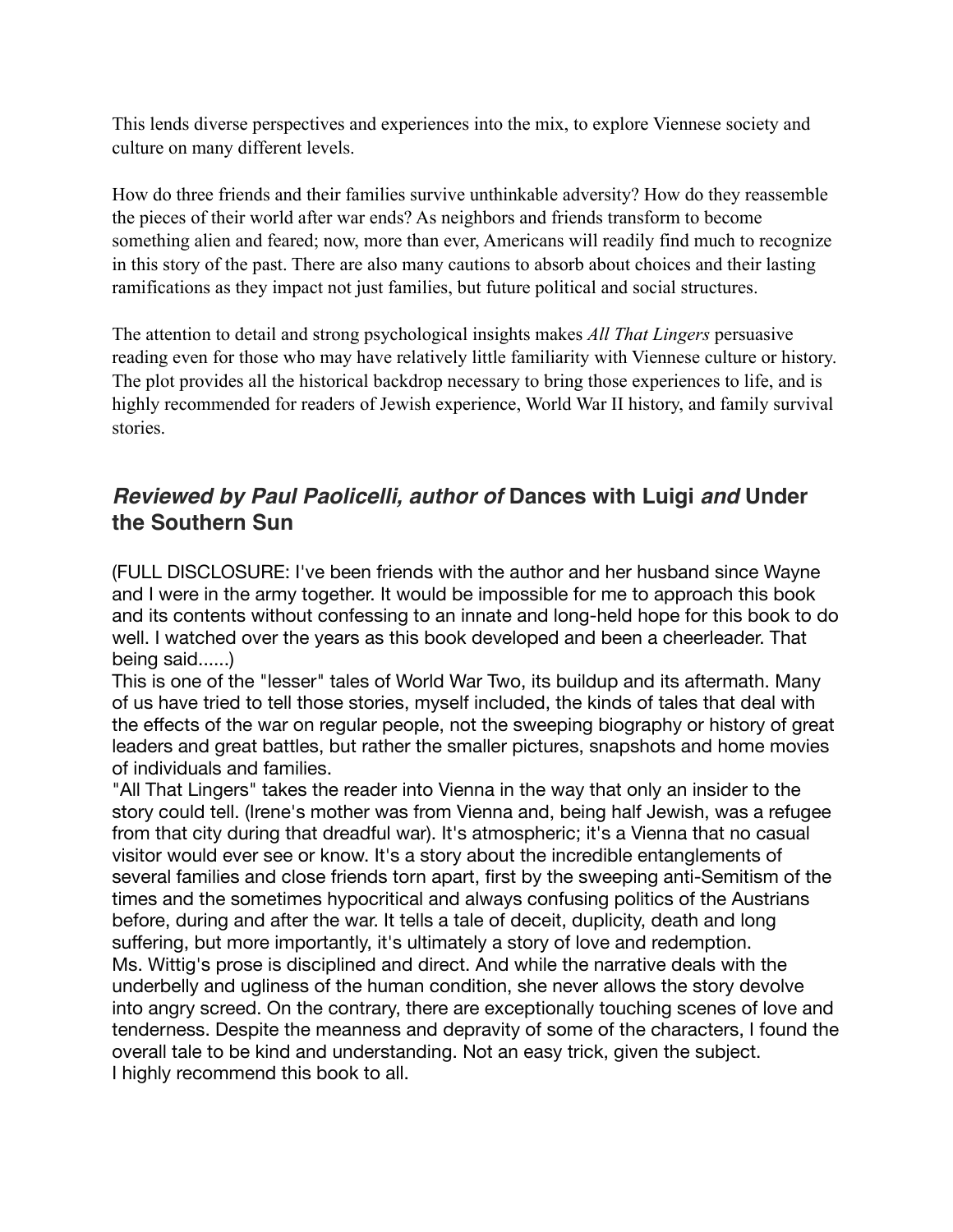This lends diverse perspectives and experiences into the mix, to explore Viennese society and culture on many different levels.

How do three friends and their families survive unthinkable adversity? How do they reassemble the pieces of their world after war ends? As neighbors and friends transform to become something alien and feared; now, more than ever, Americans will readily find much to recognize in this story of the past. There are also many cautions to absorb about choices and their lasting ramifications as they impact not just families, but future political and social structures.

The attention to detail and strong psychological insights makes *All That Lingers* persuasive reading even for those who may have relatively little familiarity with Viennese culture or history. The plot provides all the historical backdrop necessary to bring those experiences to life, and is highly recommended for readers of Jewish experience, World War II history, and family survival stories.

## *Reviewed by Paul Paolicelli, author of* **Dances with Luigi** *and* **Under the Southern Sun**

(FULL DISCLOSURE: I've been friends with the author and her husband since Wayne and I were in the army together. It would be impossible for me to approach this book and its contents without confessing to an innate and long-held hope for this book to do well. I watched over the years as this book developed and been a cheerleader. That being said......)

This is one of the "lesser" tales of World War Two, its buildup and its aftermath. Many of us have tried to tell those stories, myself included, the kinds of tales that deal with the effects of the war on regular people, not the sweeping biography or history of great leaders and great battles, but rather the smaller pictures, snapshots and home movies of individuals and families.

"All That Lingers" takes the reader into Vienna in the way that only an insider to the story could tell. (Irene's mother was from Vienna and, being half Jewish, was a refugee from that city during that dreadful war). It's atmospheric; it's a Vienna that no casual visitor would ever see or know. It's a story about the incredible entanglements of several families and close friends torn apart, first by the sweeping anti-Semitism of the times and the sometimes hypocritical and always confusing politics of the Austrians before, during and after the war. It tells a tale of deceit, duplicity, death and long suffering, but more importantly, it's ultimately a story of love and redemption.

Ms. Wittig's prose is disciplined and direct. And while the narrative deals with the underbelly and ugliness of the human condition, she never allows the story devolve into angry screed. On the contrary, there are exceptionally touching scenes of love and tenderness. Despite the meanness and depravity of some of the characters, I found the overall tale to be kind and understanding. Not an easy trick, given the subject.

I highly recommend this book to all.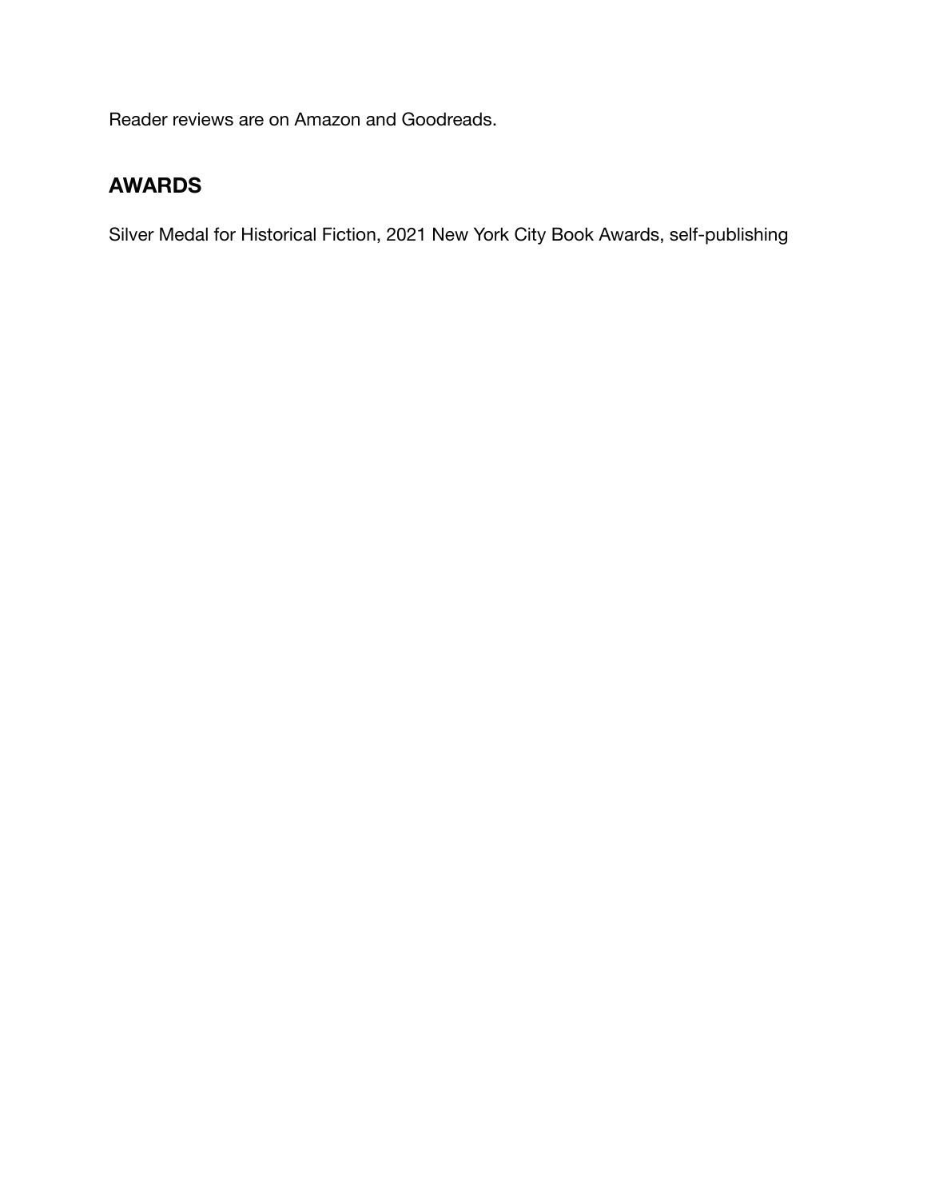Reader reviews are on Amazon and Goodreads.

## AWARDS

Silver Medal for Historical Fiction, 2021 New York City Book Awards, self-publishing